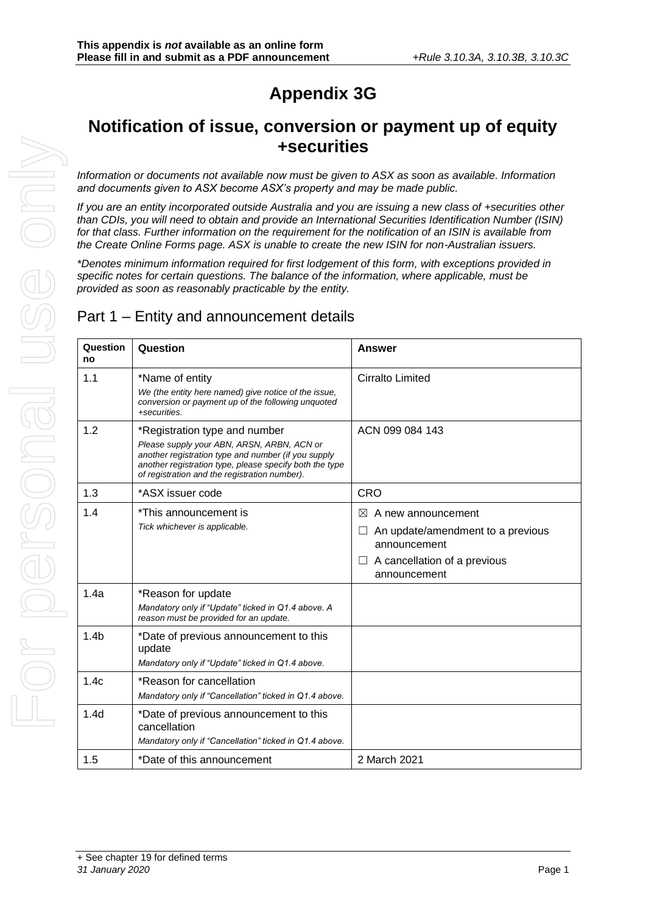**This appendix is *not* available as an online form**
**Please fill in and submit as a PDF announcement** *+Rule 3.10.3A, 3.10.3B, 3.10.3C*

# Appendix 3G

## Notification of issue, conversion or payment up of equity +securities

*Information or documents not available now must be given to ASX as soon as available. Information and documents given to ASX become ASX's property and may be made public.*

*If you are an entity incorporated outside Australia and you are issuing a new class of +securities other than CDIs, you will need to obtain and provide an International Securities Identification Number (ISIN) for that class. Further information on the requirement for the notification of an ISIN is available from the Create Online Forms page. ASX is unable to create the new ISIN for non-Australian issuers.*

*\*Denotes minimum information required for first lodgement of this form, with exceptions provided in specific notes for certain questions. The balance of the information, where applicable, must be provided as soon as reasonably practicable by the entity.*

## Part 1 – Entity and announcement details

| Question no | Question | Answer |
|---|---|---|
| 1.1 | \*Name of entity<br>*We (the entity here named) give notice of the issue, conversion or payment up of the following unquoted +securities.* | Cirralto Limited |
| 1.2 | \*Registration type and number<br>*Please supply your ABN, ARSN, ARBN, ACN or another registration type and number (if you supply another registration type, please specify both the type of registration and the registration number).* | ACN 099 084 143 |
| 1.3 | \*ASX issuer code | CRO |
| 1.4 | \*This announcement is<br>*Tick whichever is applicable.* | ☒ A new announcement<br>☐ An update/amendment to a previous announcement<br>☐ A cancellation of a previous announcement |
| 1.4a | \*Reason for update<br>*Mandatory only if "Update" ticked in Q1.4 above. A reason must be provided for an update.* | |
| 1.4b | \*Date of previous announcement to this update<br>*Mandatory only if "Update" ticked in Q1.4 above.* | |
| 1.4c | \*Reason for cancellation<br>*Mandatory only if "Cancellation" ticked in Q1.4 above.* | |
| 1.4d | \*Date of previous announcement to this cancellation<br>*Mandatory only if "Cancellation" ticked in Q1.4 above.* | |
| 1.5 | \*Date of this announcement | 2 March 2021 |

+ See chapter 19 for defined terms
*31 January 2020*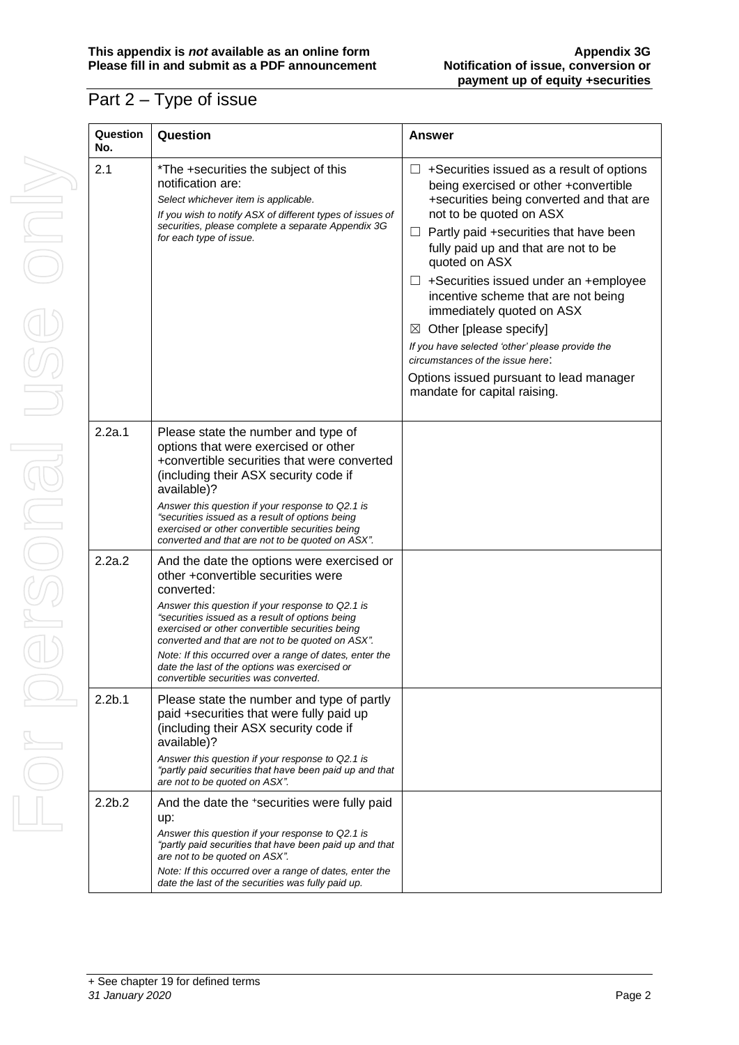## Part 2 – Type of issue

| Question No. | Question | Answer |
|---|---|---|
| 2.1 | *The +securities the subject of this notification are:<br>*Select whichever item is applicable.*<br>*If you wish to notify ASX of different types of issues of securities, please complete a separate Appendix 3G for each type of issue.* | ☐ +Securities issued as a result of options being exercised or other +convertible +securities being converted and that are not to be quoted on ASX<br>☐ Partly paid +securities that have been fully paid up and that are not to be quoted on ASX<br>☐ +Securities issued under an +employee incentive scheme that are not being immediately quoted on ASX<br>☒ Other [please specify]<br>*If you have selected 'other' please provide the circumstances of the issue here*:<br>Options issued pursuant to lead manager mandate for capital raising. |
| 2.2a.1 | Please state the number and type of options that were exercised or other +convertible securities that were converted (including their ASX security code if available)?<br>*Answer this question if your response to Q2.1 is "securities issued as a result of options being exercised or other convertible securities being converted and that are not to be quoted on ASX".* | |
| 2.2a.2 | And the date the options were exercised or other +convertible securities were converted:<br>*Answer this question if your response to Q2.1 is "securities issued as a result of options being exercised or other convertible securities being converted and that are not to be quoted on ASX".*<br>*Note: If this occurred over a range of dates, enter the date the last of the options was exercised or convertible securities was converted.* | |
| 2.2b.1 | Please state the number and type of partly paid +securities that were fully paid up (including their ASX security code if available)?<br>*Answer this question if your response to Q2.1 is "partly paid securities that have been paid up and that are not to be quoted on ASX".* | |
| 2.2b.2 | And the date the +securities were fully paid up:<br>*Answer this question if your response to Q2.1 is "partly paid securities that have been paid up and that are not to be quoted on ASX".*<br>*Note: If this occurred over a range of dates, enter the date the last of the securities was fully paid up.* | |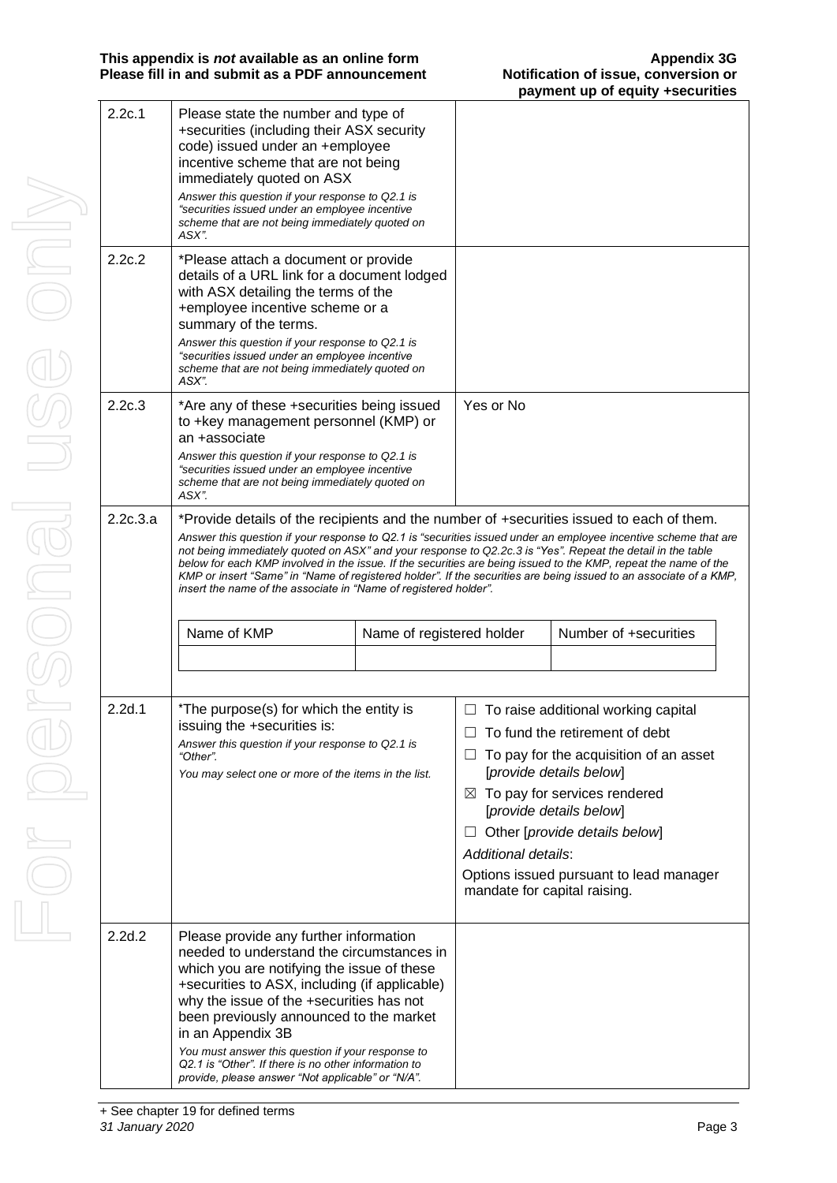| | | |
|---|---|---|
| 2.2c.1 | Please state the number and type of +securities (including their ASX security code) issued under an +employee incentive scheme that are not being immediately quoted on ASX<br>*Answer this question if your response to Q2.1 is "securities issued under an employee incentive scheme that are not being immediately quoted on ASX".* | |
| 2.2c.2 | *Please attach a document or provide details of a URL link for a document lodged with ASX detailing the terms of the +employee incentive scheme or a summary of the terms.<br>*Answer this question if your response to Q2.1 is "securities issued under an employee incentive scheme that are not being immediately quoted on ASX".* | |
| 2.2c.3 | *Are any of these +securities being issued to +key management personnel (KMP) or an +associate<br>*Answer this question if your response to Q2.1 is "securities issued under an employee incentive scheme that are not being immediately quoted on ASX".* | Yes or No |
| 2.2c.3.a | *Provide details of the recipients and the number of +securities issued to each of them.<br>*Answer this question if your response to Q2.1 is "securities issued under an employee incentive scheme that are not being immediately quoted on ASX" and your response to Q2.2c.3 is "Yes". Repeat the detail in the table below for each KMP involved in the issue. If the securities are being issued to the KMP, repeat the name of the KMP or insert "Same" in "Name of registered holder". If the securities are being issued to an associate of a KMP, insert the name of the associate in "Name of registered holder".* | |

| Name of KMP | Name of registered holder | Number of +securities |
|---|---|---|
| | | |

| | | |
|---|---|---|
| 2.2d.1 | *The purpose(s) for which the entity is issuing the +securities is:<br>*Answer this question if your response to Q2.1 is "Other".*<br>*You may select one or more of the items in the list.* | ☐ To raise additional working capital<br>☐ To fund the retirement of debt<br>☐ To pay for the acquisition of an asset [*provide details below*]<br>☒ To pay for services rendered [*provide details below*]<br>☐ Other [*provide details below*]<br>*Additional details*:<br>Options issued pursuant to lead manager mandate for capital raising. |
| 2.2d.2 | Please provide any further information needed to understand the circumstances in which you are notifying the issue of these +securities to ASX, including (if applicable) why the issue of the +securities has not been previously announced to the market in an Appendix 3B<br>*You must answer this question if your response to Q2.1 is "Other". If there is no other information to provide, please answer "Not applicable" or "N/A".* | |

+ See chapter 19 for defined terms
*31 January 2020*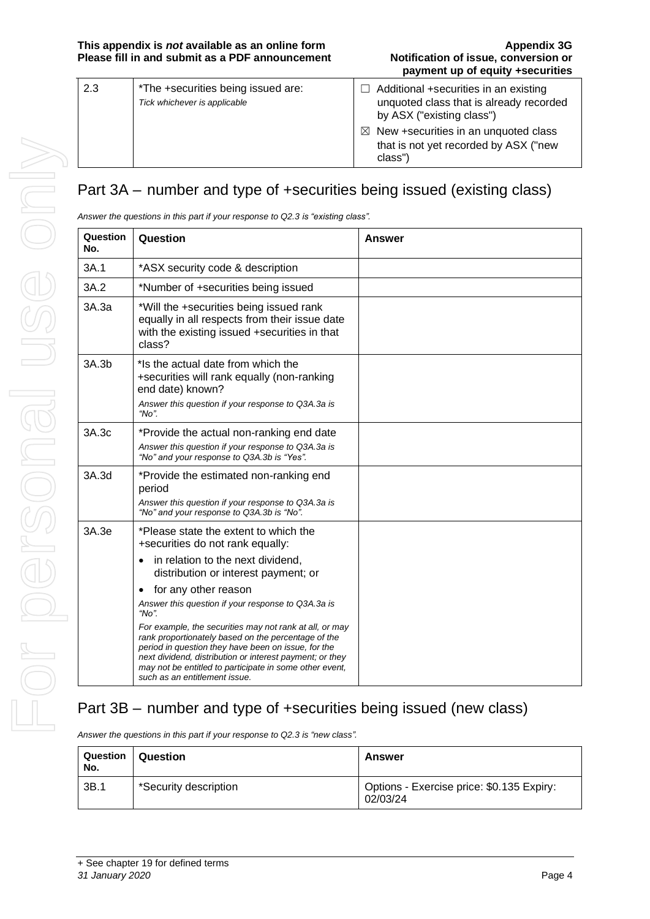| 2.3 | *The +securities being issued are:<br>*Tick whichever is applicable* | ☐ Additional +securities in an existing unquoted class that is already recorded by ASX ("existing class")<br>☒ New +securities in an unquoted class that is not yet recorded by ASX ("new class") |
|---|---|---|

## Part 3A – number and type of +securities being issued (existing class)

*Answer the questions in this part if your response to Q2.3 is "existing class".*

| Question No. | Question | Answer |
|---|---|---|
| 3A.1 | *ASX security code & description | |
| 3A.2 | *Number of +securities being issued | |
| 3A.3a | *Will the +securities being issued rank equally in all respects from their issue date with the existing issued +securities in that class? | |
| 3A.3b | *Is the actual date from which the +securities will rank equally (non-ranking end date) known?<br>*Answer this question if your response to Q3A.3a is "No".* | |
| 3A.3c | *Provide the actual non-ranking end date<br>*Answer this question if your response to Q3A.3a is "No" and your response to Q3A.3b is "Yes".* | |
| 3A.3d | *Provide the estimated non-ranking end period<br>*Answer this question if your response to Q3A.3a is "No" and your response to Q3A.3b is "No".* | |
| 3A.3e | *Please state the extent to which the +securities do not rank equally:<br>• in relation to the next dividend, distribution or interest payment; or<br>• for any other reason<br>*Answer this question if your response to Q3A.3a is "No".*<br>*For example, the securities may not rank at all, or may rank proportionately based on the percentage of the period in question they have been on issue, for the next dividend, distribution or interest payment; or they may not be entitled to participate in some other event, such as an entitlement issue.* | |

## Part 3B – number and type of +securities being issued (new class)

*Answer the questions in this part if your response to Q2.3 is "new class".*

| Question No. | Question | Answer |
|---|---|---|
| 3B.1 | *Security description | Options - Exercise price: $0.135 Expiry: 02/03/24 |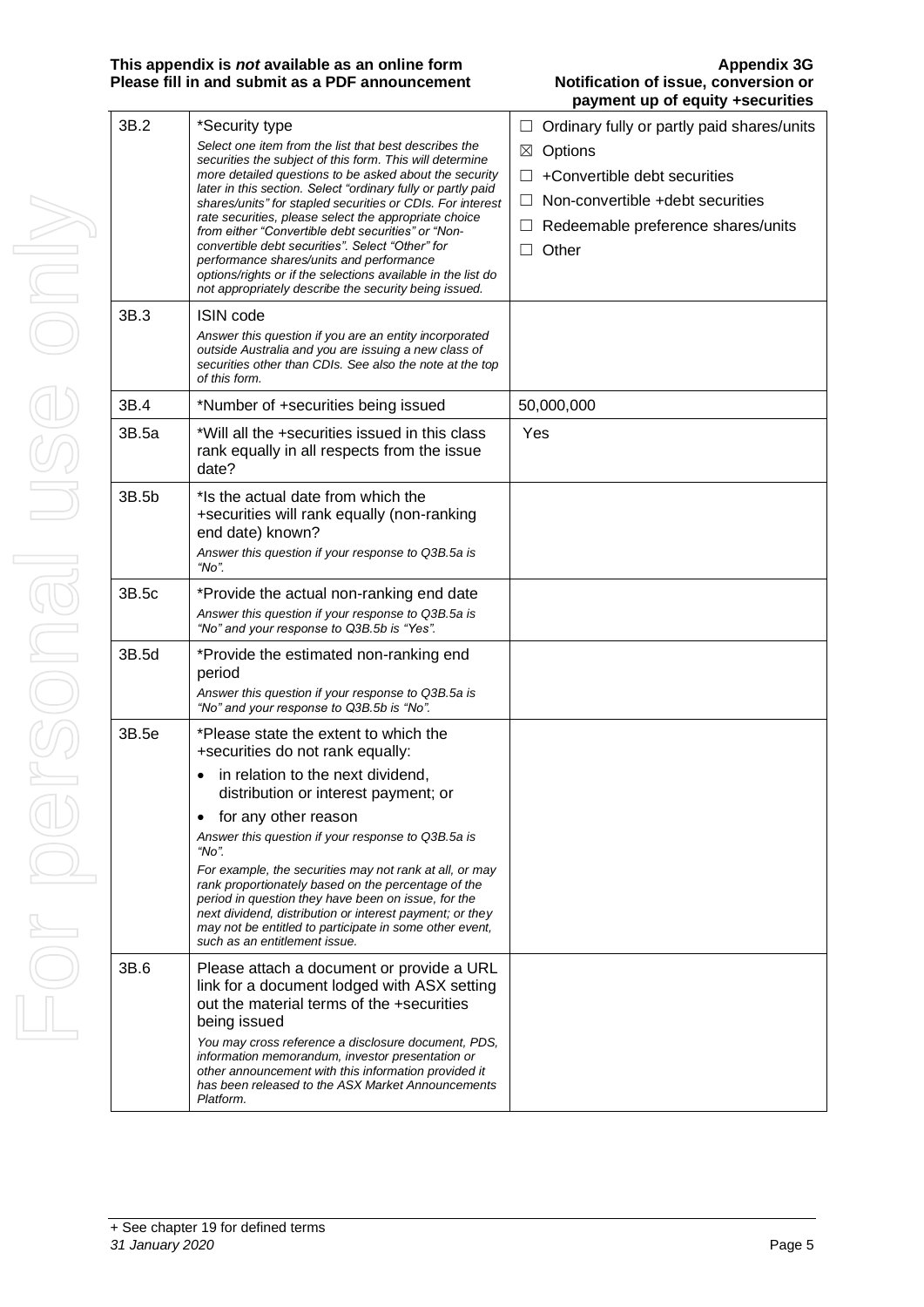| | | |
|---|---|---|
| 3B.2 | *Security type<br>*Select one item from the list that best describes the securities the subject of this form. This will determine more detailed questions to be asked about the security later in this section. Select "ordinary fully or partly paid shares/units" for stapled securities or CDIs. For interest rate securities, please select the appropriate choice from either "Convertible debt securities" or "Non-convertible debt securities". Select "Other" for performance shares/units and performance options/rights or if the selections available in the list do not appropriately describe the security being issued.* | ☐ Ordinary fully or partly paid shares/units<br>☒ Options<br>☐ +Convertible debt securities<br>☐ Non-convertible +debt securities<br>☐ Redeemable preference shares/units<br>☐ Other |
| 3B.3 | ISIN code<br>*Answer this question if you are an entity incorporated outside Australia and you are issuing a new class of securities other than CDIs. See also the note at the top of this form.* | |
| 3B.4 | *Number of +securities being issued | 50,000,000 |
| 3B.5a | *Will all the +securities issued in this class rank equally in all respects from the issue date? | Yes |
| 3B.5b | *Is the actual date from which the +securities will rank equally (non-ranking end date) known?<br>*Answer this question if your response to Q3B.5a is "No".* | |
| 3B.5c | *Provide the actual non-ranking end date<br>*Answer this question if your response to Q3B.5a is "No" and your response to Q3B.5b is "Yes".* | |
| 3B.5d | *Provide the estimated non-ranking end period<br>*Answer this question if your response to Q3B.5a is "No" and your response to Q3B.5b is "No".* | |
| 3B.5e | *Please state the extent to which the +securities do not rank equally:<br>• in relation to the next dividend, distribution or interest payment; or<br>• for any other reason<br>*Answer this question if your response to Q3B.5a is "No".<br>For example, the securities may not rank at all, or may rank proportionately based on the percentage of the period in question they have been on issue, for the next dividend, distribution or interest payment; or they may not be entitled to participate in some other event, such as an entitlement issue.* | |
| 3B.6 | Please attach a document or provide a URL link for a document lodged with ASX setting out the material terms of the +securities being issued<br>*You may cross reference a disclosure document, PDS, information memorandum, investor presentation or other announcement with this information provided it has been released to the ASX Market Announcements Platform.* | |

+ See chapter 19 for defined terms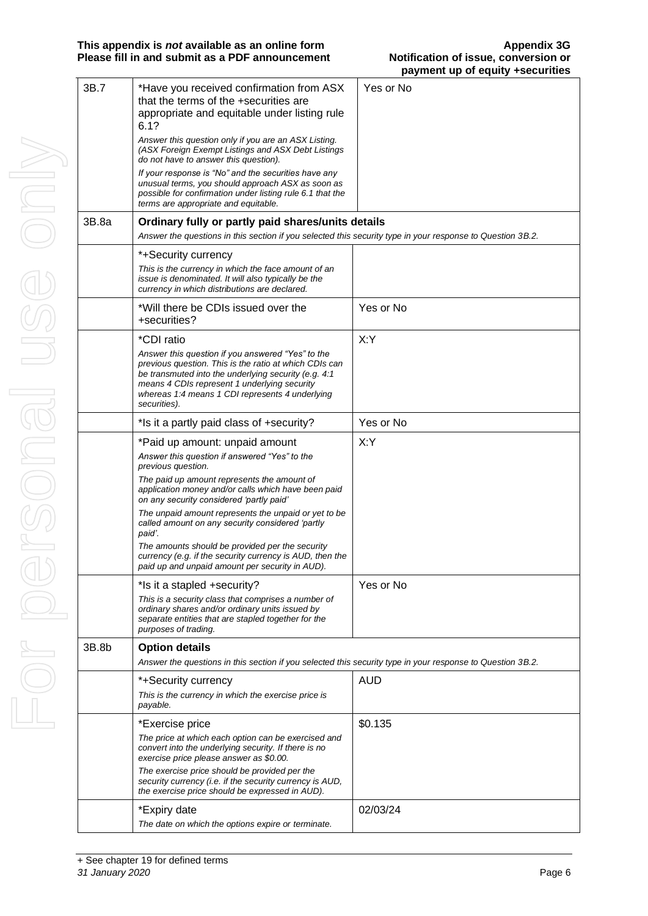| | | |
|---|---|---|
| 3B.7 | *Have you received confirmation from ASX that the terms of the +securities are appropriate and equitable under listing rule 6.1?<br>*Answer this question only if you are an ASX Listing. (ASX Foreign Exempt Listings and ASX Debt Listings do not have to answer this question).*<br>*If your response is "No" and the securities have any unusual terms, you should approach ASX as soon as possible for confirmation under listing rule 6.1 that the terms are appropriate and equitable.* | Yes or No |
| 3B.8a | **Ordinary fully or partly paid shares/units details**<br>*Answer the questions in this section if you selected this security type in your response to Question 3B.2.* | |
| | *+Security currency<br>*This is the currency in which the face amount of an issue is denominated. It will also typically be the currency in which distributions are declared.* | |
| | *Will there be CDIs issued over the +securities? | Yes or No |
| | *CDI ratio<br>*Answer this question if you answered "Yes" to the previous question. This is the ratio at which CDIs can be transmuted into the underlying security (e.g. 4:1 means 4 CDIs represent 1 underlying security whereas 1:4 means 1 CDI represents 4 underlying securities).* | X:Y |
| | *Is it a partly paid class of +security? | Yes or No |
| | *Paid up amount: unpaid amount<br>*Answer this question if answered "Yes" to the previous question.*<br>*The paid up amount represents the amount of application money and/or calls which have been paid on any security considered 'partly paid'*<br>*The unpaid amount represents the unpaid or yet to be called amount on any security considered 'partly paid'.*<br>*The amounts should be provided per the security currency (e.g. if the security currency is AUD, then the paid up and unpaid amount per security in AUD).* | X:Y |
| | *Is it a stapled +security?<br>*This is a security class that comprises a number of ordinary shares and/or ordinary units issued by separate entities that are stapled together for the purposes of trading.* | Yes or No |
| 3B.8b | **Option details**<br>*Answer the questions in this section if you selected this security type in your response to Question 3B.2.* | |
| | *+Security currency<br>*This is the currency in which the exercise price is payable.* | AUD |
| | *Exercise price<br>*The price at which each option can be exercised and convert into the underlying security. If there is no exercise price please answer as $0.00.*<br>*The exercise price should be provided per the security currency (i.e. if the security currency is AUD, the exercise price should be expressed in AUD).* | $0.135 |
| | *Expiry date<br>*The date on which the options expire or terminate.* | 02/03/24 |

+ See chapter 19 for defined terms
*31 January 2020*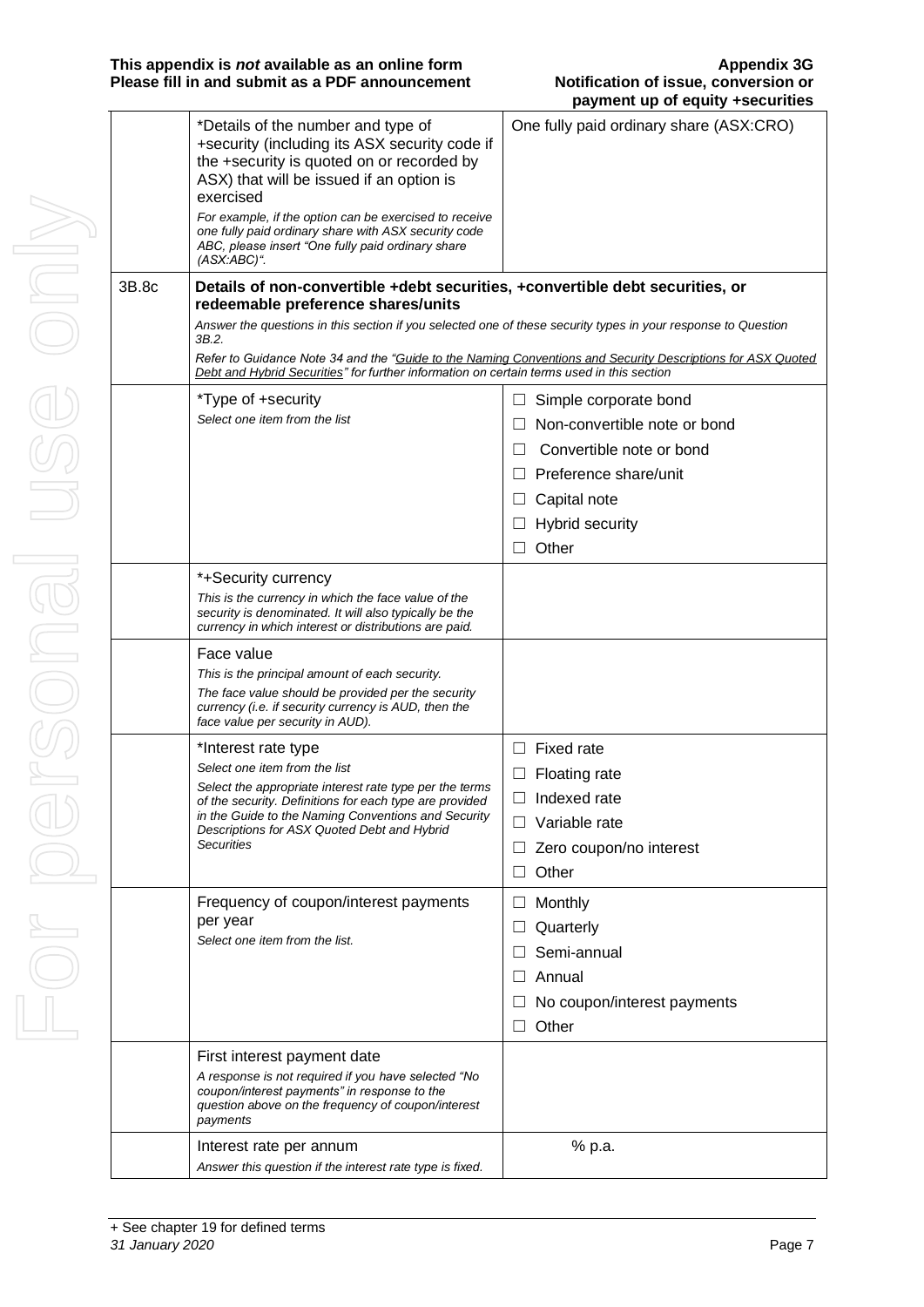| | | |
|---|---|---|
| | *Details of the number and type of +security (including its ASX security code if the +security is quoted on or recorded by ASX) that will be issued if an option is exercised<br>*For example, if the option can be exercised to receive one fully paid ordinary share with ASX security code ABC, please insert "One fully paid ordinary share (ASX:ABC)".* | One fully paid ordinary share (ASX:CRO) |
| 3B.8c | **Details of non-convertible +debt securities, +convertible debt securities, or redeemable preference shares/units**<br>*Answer the questions in this section if you selected one of these security types in your response to Question 3B.2.*<br>*Refer to Guidance Note 34 and the "Guide to the Naming Conventions and Security Descriptions for ASX Quoted Debt and Hybrid Securities" for further information on certain terms used in this section* | |
| | *Type of +security<br>*Select one item from the list* | ☐ Simple corporate bond<br>☐ Non-convertible note or bond<br>☐ Convertible note or bond<br>☐ Preference share/unit<br>☐ Capital note<br>☐ Hybrid security<br>☐ Other |
| | *+Security currency<br>*This is the currency in which the face value of the security is denominated. It will also typically be the currency in which interest or distributions are paid.* | |
| | Face value<br>*This is the principal amount of each security.*<br>*The face value should be provided per the security currency (i.e. if security currency is AUD, then the face value per security in AUD).* | |
| | *Interest rate type<br>*Select one item from the list*<br>*Select the appropriate interest rate type per the terms of the security. Definitions for each type are provided in the Guide to the Naming Conventions and Security Descriptions for ASX Quoted Debt and Hybrid Securities* | ☐ Fixed rate<br>☐ Floating rate<br>☐ Indexed rate<br>☐ Variable rate<br>☐ Zero coupon/no interest<br>☐ Other |
| | Frequency of coupon/interest payments per year<br>*Select one item from the list.* | ☐ Monthly<br>☐ Quarterly<br>☐ Semi-annual<br>☐ Annual<br>☐ No coupon/interest payments<br>☐ Other |
| | First interest payment date<br>*A response is not required if you have selected "No coupon/interest payments" in response to the question above on the frequency of coupon/interest payments* | |
| | Interest rate per annum<br>*Answer this question if the interest rate type is fixed.* | % p.a. |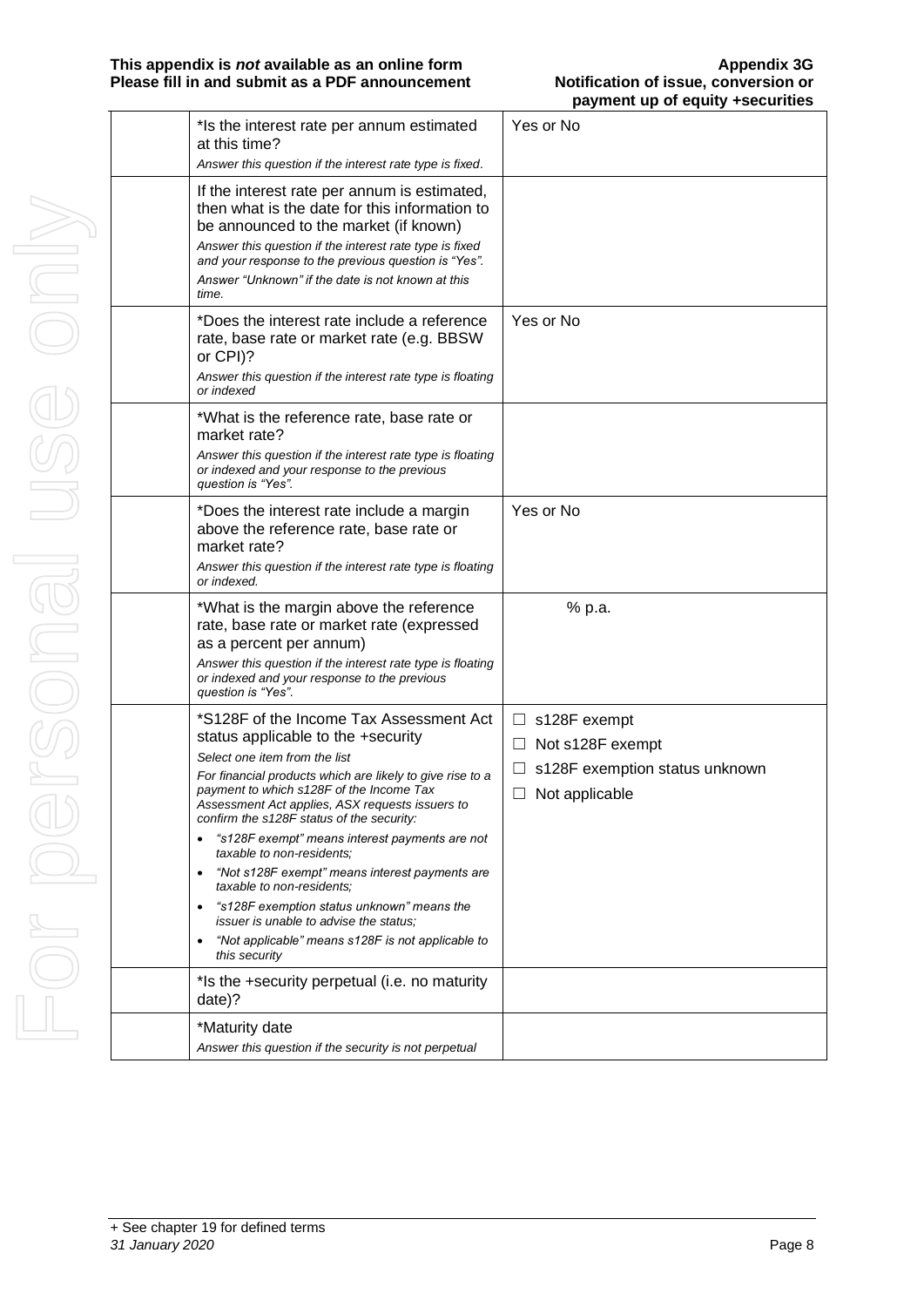| | | |
|---|---|---|
| | *Is the interest rate per annum estimated at this time?<br>*Answer this question if the interest rate type is fixed.* | Yes or No |
| | If the interest rate per annum is estimated, then what is the date for this information to be announced to the market (if known)<br>*Answer this question if the interest rate type is fixed and your response to the previous question is "Yes".*<br>*Answer "Unknown" if the date is not known at this time.* | |
| | *Does the interest rate include a reference rate, base rate or market rate (e.g. BBSW or CPI)?<br>*Answer this question if the interest rate type is floating or indexed* | Yes or No |
| | *What is the reference rate, base rate or market rate?<br>*Answer this question if the interest rate type is floating or indexed and your response to the previous question is "Yes".* | |
| | *Does the interest rate include a margin above the reference rate, base rate or market rate?<br>*Answer this question if the interest rate type is floating or indexed.* | Yes or No |
| | *What is the margin above the reference rate, base rate or market rate (expressed as a percent per annum)<br>*Answer this question if the interest rate type is floating or indexed and your response to the previous question is "Yes".* | % p.a. |
| | *S128F of the Income Tax Assessment Act status applicable to the +security<br>*Select one item from the list*<br>*For financial products which are likely to give rise to a payment to which s128F of the Income Tax Assessment Act applies, ASX requests issuers to confirm the s128F status of the security:*<br>• *"s128F exempt" means interest payments are not taxable to non-residents;*<br>• *"Not s128F exempt" means interest payments are taxable to non-residents;*<br>• *"s128F exemption status unknown" means the issuer is unable to advise the status;*<br>• *"Not applicable" means s128F is not applicable to this security* | ☐ s128F exempt<br>☐ Not s128F exempt<br>☐ s128F exemption status unknown<br>☐ Not applicable |
| | *Is the +security perpetual (i.e. no maturity date)? | |
| | *Maturity date<br>*Answer this question if the security is not perpetual* | |

+ See chapter 19 for defined terms
*31 January 2020*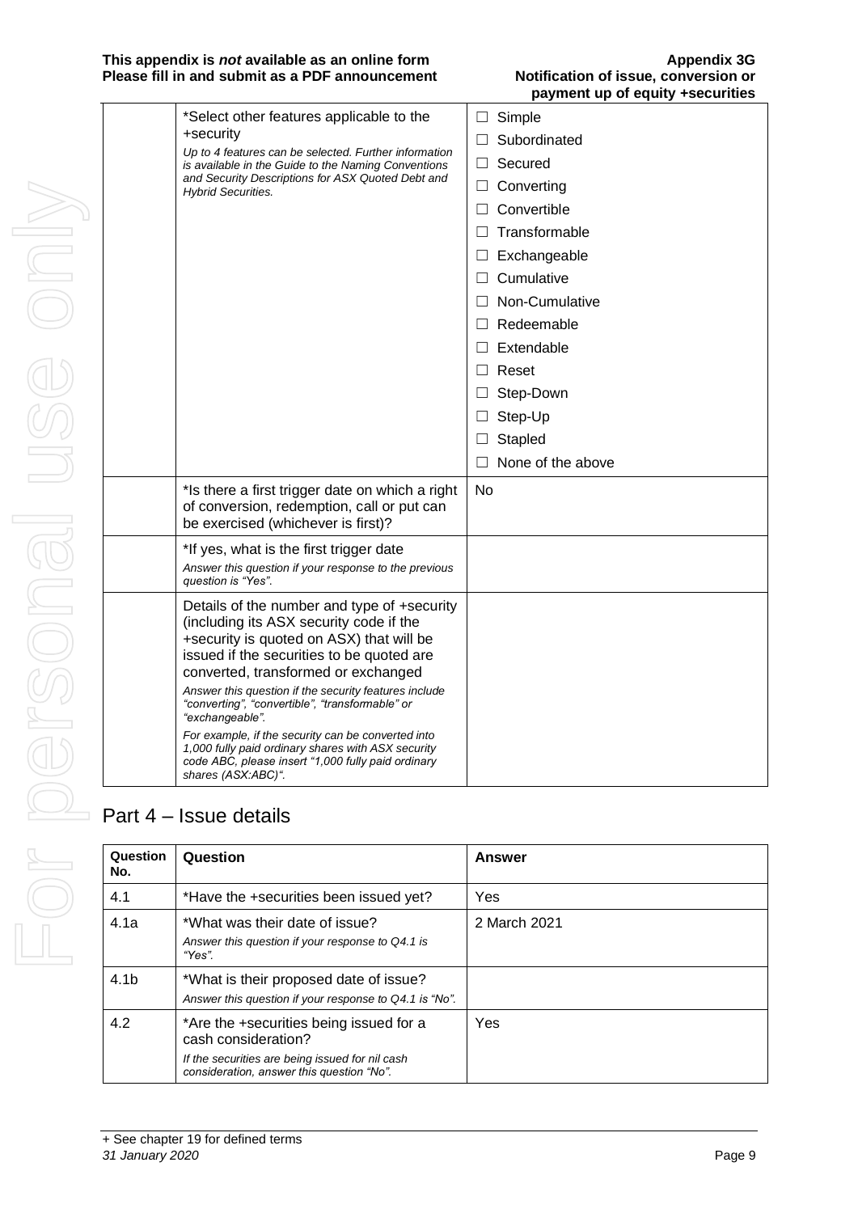| | | |
|---|---|---|
| | *Select other features applicable to the +security<br>*Up to 4 features can be selected. Further information is available in the Guide to the Naming Conventions and Security Descriptions for ASX Quoted Debt and Hybrid Securities.* | ☐ Simple<br>☐ Subordinated<br>☐ Secured<br>☐ Converting<br>☐ Convertible<br>☐ Transformable<br>☐ Exchangeable<br>☐ Cumulative<br>☐ Non-Cumulative<br>☐ Redeemable<br>☐ Extendable<br>☐ Reset<br>☐ Step-Down<br>☐ Step-Up<br>☐ Stapled<br>☐ None of the above |
| | *Is there a first trigger date on which a right of conversion, redemption, call or put can be exercised (whichever is first)? | No |
| | *If yes, what is the first trigger date<br>*Answer this question if your response to the previous question is "Yes".* | |
| | Details of the number and type of +security (including its ASX security code if the +security is quoted on ASX) that will be issued if the securities to be quoted are converted, transformed or exchanged<br>*Answer this question if the security features include "converting", "convertible", "transformable" or "exchangeable".*<br>*For example, if the security can be converted into 1,000 fully paid ordinary shares with ASX security code ABC, please insert "1,000 fully paid ordinary shares (ASX:ABC)".* | |

## Part 4 – Issue details

| Question No. | Question | Answer |
|---|---|---|
| 4.1 | *Have the +securities been issued yet? | Yes |
| 4.1a | *What was their date of issue?<br>*Answer this question if your response to Q4.1 is "Yes".* | 2 March 2021 |
| 4.1b | *What is their proposed date of issue?<br>*Answer this question if your response to Q4.1 is "No".* | |
| 4.2 | *Are the +securities being issued for a cash consideration?<br>*If the securities are being issued for nil cash consideration, answer this question "No".* | Yes |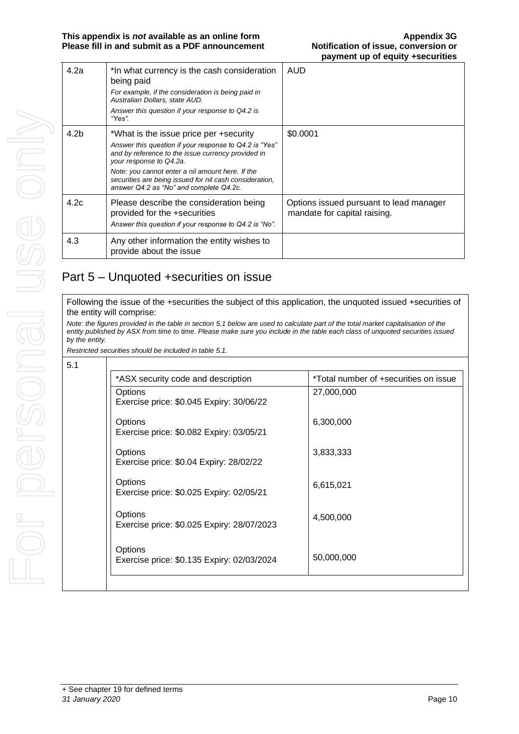| 4.2a | *In what currency is the cash consideration being paid<br>*For example, if the consideration is being paid in Australian Dollars, state AUD.*<br>*Answer this question if your response to Q4.2 is "Yes".* | AUD |
|---|---|---|
| 4.2b | *What is the issue price per +security<br>*Answer this question if your response to Q4.2 is "Yes" and by reference to the issue currency provided in your response to Q4.2a.*<br>*Note: you cannot enter a nil amount here. If the securities are being issued for nil cash consideration, answer Q4.2 as "No" and complete Q4.2c.* | $0.0001 |
| 4.2c | Please describe the consideration being provided for the +securities<br>*Answer this question if your response to Q4.2 is "No".* | Options issued pursuant to lead manager mandate for capital raising. |
| 4.3 | Any other information the entity wishes to provide about the issue | |

## Part 5 – Unquoted +securities on issue

Following the issue of the +securities the subject of this application, the unquoted issued +securities of the entity will comprise:

*Note: the figures provided in the table in section 5.1 below are used to calculate part of the total market capitalisation of the entity published by ASX from time to time. Please make sure you include in the table each class of unquoted securities issued by the entity.*

*Restricted securities should be included in table 5.1.*

5.1

| *ASX security code and description | *Total number of +securities on issue |
|---|---|
| Options<br>Exercise price: $0.045 Expiry: 30/06/22 | 27,000,000 |
| Options<br>Exercise price: $0.082 Expiry: 03/05/21 | 6,300,000 |
| Options<br>Exercise price: $0.04 Expiry: 28/02/22 | 3,833,333 |
| Options<br>Exercise price: $0.025 Expiry: 02/05/21 | 6,615,021 |
| Options<br>Exercise price: $0.025 Expiry: 28/07/2023 | 4,500,000 |
| Options<br>Exercise price: $0.135 Expiry: 02/03/2024 | 50,000,000 |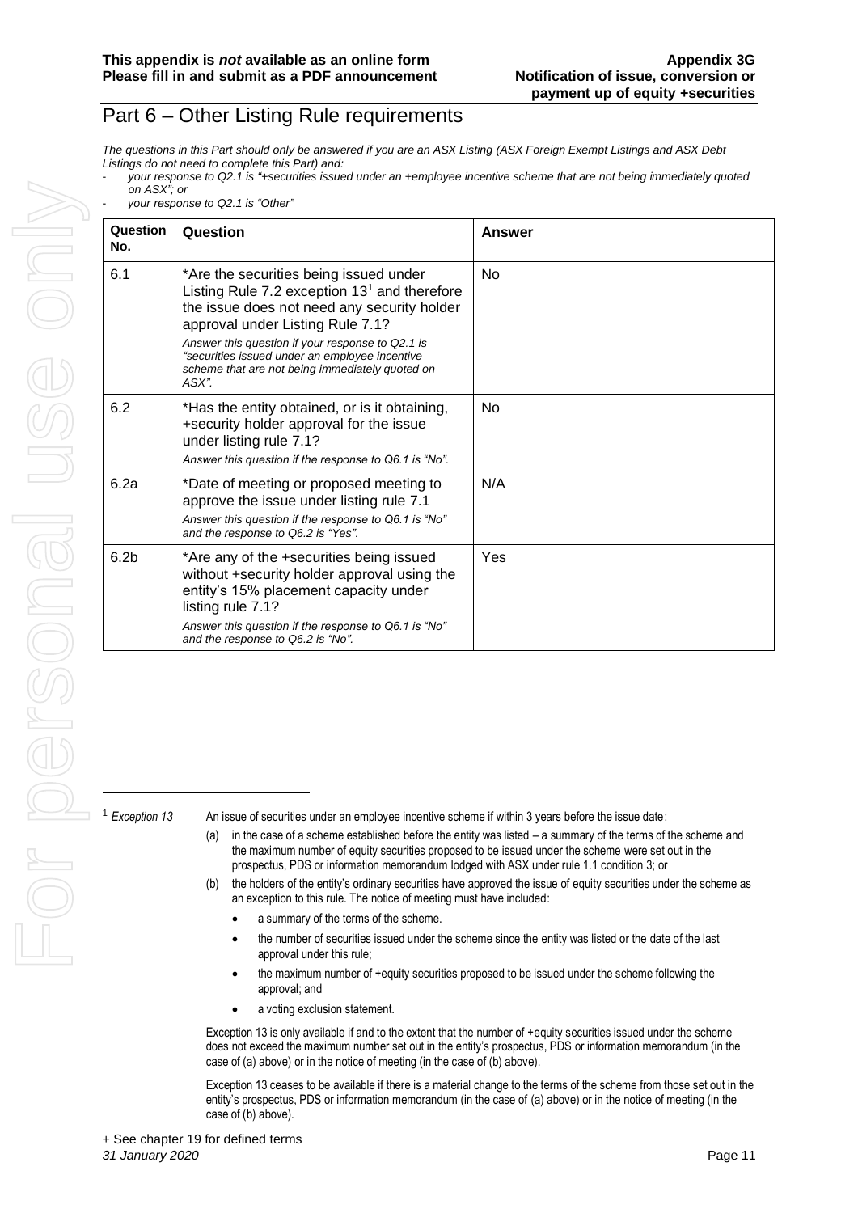# Part 6 – Other Listing Rule requirements

*The questions in this Part should only be answered if you are an ASX Listing (ASX Foreign Exempt Listings and ASX Debt Listings do not need to complete this Part) and:*

- *your response to Q2.1 is "+securities issued under an +employee incentive scheme that are not being immediately quoted on ASX"; or*
- *your response to Q2.1 is "Other"*

| Question No. | Question | Answer |
|---|---|---|
| 6.1 | *Are the securities being issued under Listing Rule 7.2 exception 13[1] and therefore the issue does not need any security holder approval under Listing Rule 7.1?<br>*Answer this question if your response to Q2.1 is "securities issued under an employee incentive scheme that are not being immediately quoted on ASX".* | No |
| 6.2 | *Has the entity obtained, or is it obtaining, +security holder approval for the issue under listing rule 7.1?<br>*Answer this question if the response to Q6.1 is "No".* | No |
| 6.2a | *Date of meeting or proposed meeting to approve the issue under listing rule 7.1<br>*Answer this question if the response to Q6.1 is "No" and the response to Q6.2 is "Yes".* | N/A |
| 6.2b | *Are any of the +securities being issued without +security holder approval using the entity's 15% placement capacity under listing rule 7.1?<br>*Answer this question if the response to Q6.1 is "No" and the response to Q6.2 is "No".* | Yes |

[1] *Exception 13* An issue of securities under an employee incentive scheme if within 3 years before the issue date:

(a) in the case of a scheme established before the entity was listed – a summary of the terms of the scheme and the maximum number of equity securities proposed to be issued under the scheme were set out in the prospectus, PDS or information memorandum lodged with ASX under rule 1.1 condition 3; or

(b) the holders of the entity's ordinary securities have approved the issue of equity securities under the scheme as an exception to this rule. The notice of meeting must have included:

- a summary of the terms of the scheme.
- the number of securities issued under the scheme since the entity was listed or the date of the last approval under this rule;
- the maximum number of +equity securities proposed to be issued under the scheme following the approval; and
- a voting exclusion statement.

Exception 13 is only available if and to the extent that the number of +equity securities issued under the scheme does not exceed the maximum number set out in the entity's prospectus, PDS or information memorandum (in the case of (a) above) or in the notice of meeting (in the case of (b) above).

Exception 13 ceases to be available if there is a material change to the terms of the scheme from those set out in the entity's prospectus, PDS or information memorandum (in the case of (a) above) or in the notice of meeting (in the case of (b) above).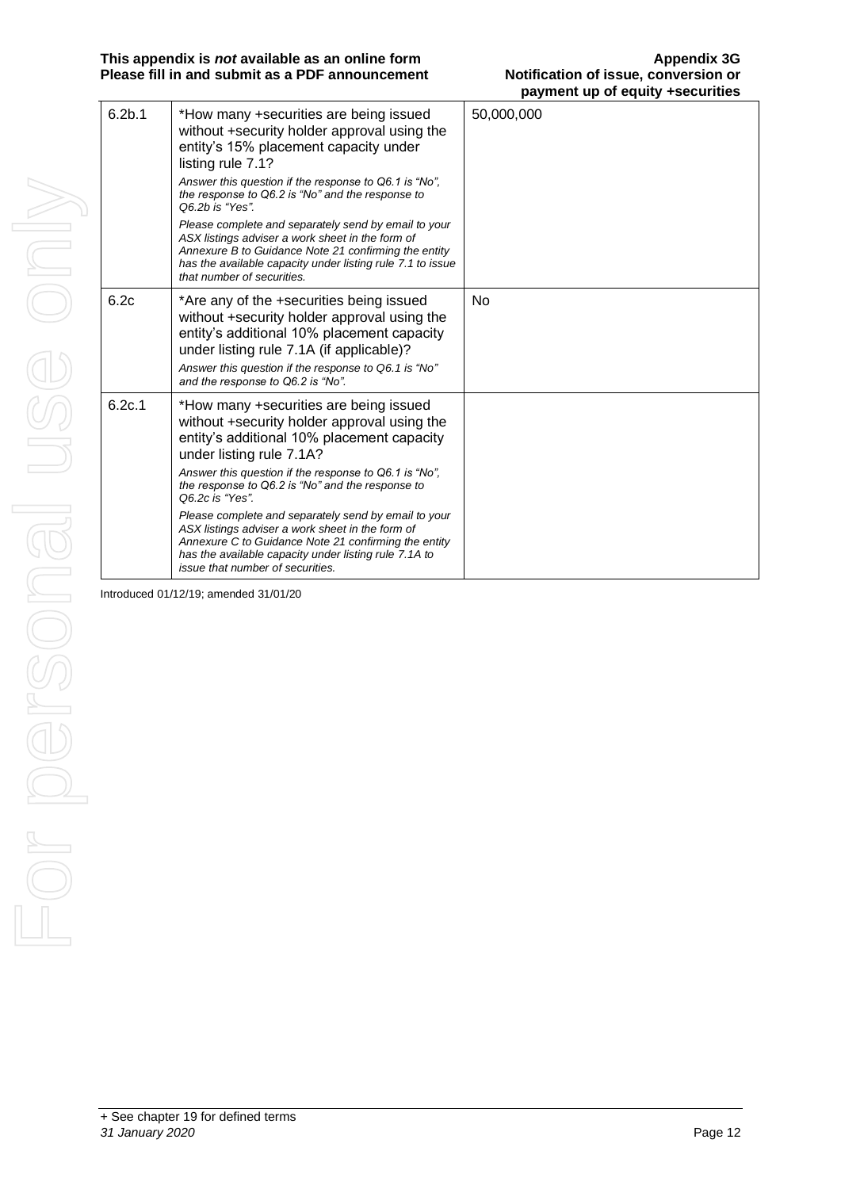| | | |
|---|---|---|
| 6.2b.1 | *How many +securities are being issued without +security holder approval using the entity's 15% placement capacity under listing rule 7.1?<br>*Answer this question if the response to Q6.1 is "No", the response to Q6.2 is "No" and the response to Q6.2b is "Yes".*<br>*Please complete and separately send by email to your ASX listings adviser a work sheet in the form of Annexure B to Guidance Note 21 confirming the entity has the available capacity under listing rule 7.1 to issue that number of securities.* | 50,000,000 |
| 6.2c | *Are any of the +securities being issued without +security holder approval using the entity's additional 10% placement capacity under listing rule 7.1A (if applicable)?<br>*Answer this question if the response to Q6.1 is "No" and the response to Q6.2 is "No".* | No |
| 6.2c.1 | *How many +securities are being issued without +security holder approval using the entity's additional 10% placement capacity under listing rule 7.1A?<br>*Answer this question if the response to Q6.1 is "No", the response to Q6.2 is "No" and the response to Q6.2c is "Yes".*<br>*Please complete and separately send by email to your ASX listings adviser a work sheet in the form of Annexure C to Guidance Note 21 confirming the entity has the available capacity under listing rule 7.1A to issue that number of securities.* | |

Introduced 01/12/19; amended 31/01/20

\+ See chapter 19 for defined terms